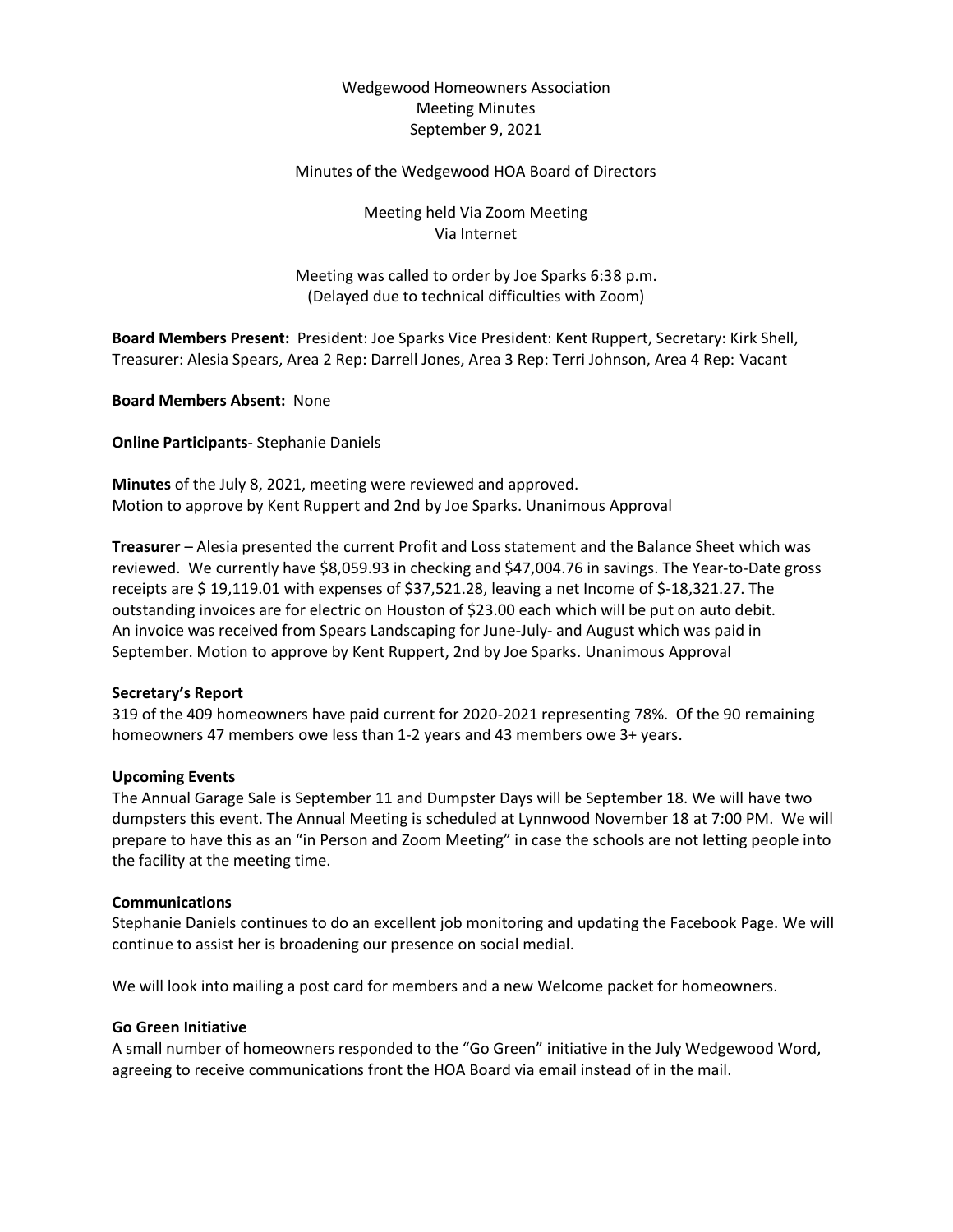Wedgewood Homeowners Association
Meeting Minutes
September 9, 2021

Minutes of the Wedgewood HOA Board of Directors

Meeting held Via Zoom Meeting
Via Internet

Meeting was called to order by Joe Sparks 6:38 p.m.
(Delayed due to technical difficulties with Zoom)

**Board Members Present:** President: Joe Sparks Vice President: Kent Ruppert, Secretary: Kirk Shell, Treasurer: Alesia Spears, Area 2 Rep: Darrell Jones, Area 3 Rep: Terri Johnson, Area 4 Rep: Vacant

**Board Members Absent:** None

**Online Participants**- Stephanie Daniels

**Minutes** of the July 8, 2021, meeting were reviewed and approved.
Motion to approve by Kent Ruppert and 2nd by Joe Sparks. Unanimous Approval

**Treasurer** – Alesia presented the current Profit and Loss statement and the Balance Sheet which was reviewed. We currently have $8,059.93 in checking and $47,004.76 in savings. The Year-to-Date gross receipts are $ 19,119.01 with expenses of $37,521.28, leaving a net Income of $-18,321.27. The outstanding invoices are for electric on Houston of $23.00 each which will be put on auto debit. An invoice was received from Spears Landscaping for June-July- and August which was paid in September. Motion to approve by Kent Ruppert, 2nd by Joe Sparks. Unanimous Approval

**Secretary's Report**

319 of the 409 homeowners have paid current for 2020-2021 representing 78%. Of the 90 remaining homeowners 47 members owe less than 1-2 years and 43 members owe 3+ years.

**Upcoming Events**

The Annual Garage Sale is September 11 and Dumpster Days will be September 18. We will have two dumpsters this event. The Annual Meeting is scheduled at Lynnwood November 18 at 7:00 PM. We will prepare to have this as an "in Person and Zoom Meeting" in case the schools are not letting people into the facility at the meeting time.

**Communications**

Stephanie Daniels continues to do an excellent job monitoring and updating the Facebook Page. We will continue to assist her is broadening our presence on social medial.

We will look into mailing a post card for members and a new Welcome packet for homeowners.

**Go Green Initiative**

A small number of homeowners responded to the "Go Green" initiative in the July Wedgewood Word, agreeing to receive communications front the HOA Board via email instead of in the mail.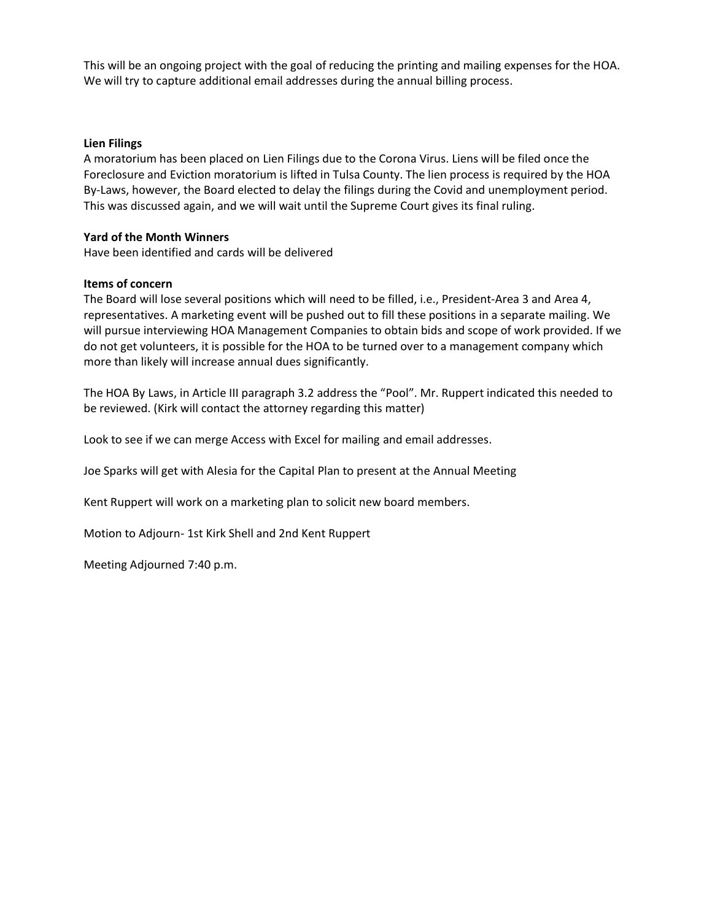This will be an ongoing project with the goal of reducing the printing and mailing expenses for the HOA. We will try to capture additional email addresses during the annual billing process.

**Lien Filings**

A moratorium has been placed on Lien Filings due to the Corona Virus. Liens will be filed once the Foreclosure and Eviction moratorium is lifted in Tulsa County. The lien process is required by the HOA By-Laws, however, the Board elected to delay the filings during the Covid and unemployment period. This was discussed again, and we will wait until the Supreme Court gives its final ruling.

**Yard of the Month Winners**

Have been identified and cards will be delivered

**Items of concern**

The Board will lose several positions which will need to be filled, i.e., President-Area 3 and Area 4, representatives. A marketing event will be pushed out to fill these positions in a separate mailing. We will pursue interviewing HOA Management Companies to obtain bids and scope of work provided. If we do not get volunteers, it is possible for the HOA to be turned over to a management company which more than likely will increase annual dues significantly.

The HOA By Laws, in Article III paragraph 3.2 address the "Pool". Mr. Ruppert indicated this needed to be reviewed. (Kirk will contact the attorney regarding this matter)

Look to see if we can merge Access with Excel for mailing and email addresses.

Joe Sparks will get with Alesia for the Capital Plan to present at the Annual Meeting

Kent Ruppert will work on a marketing plan to solicit new board members.

Motion to Adjourn- 1st Kirk Shell and 2nd Kent Ruppert

Meeting Adjourned 7:40 p.m.